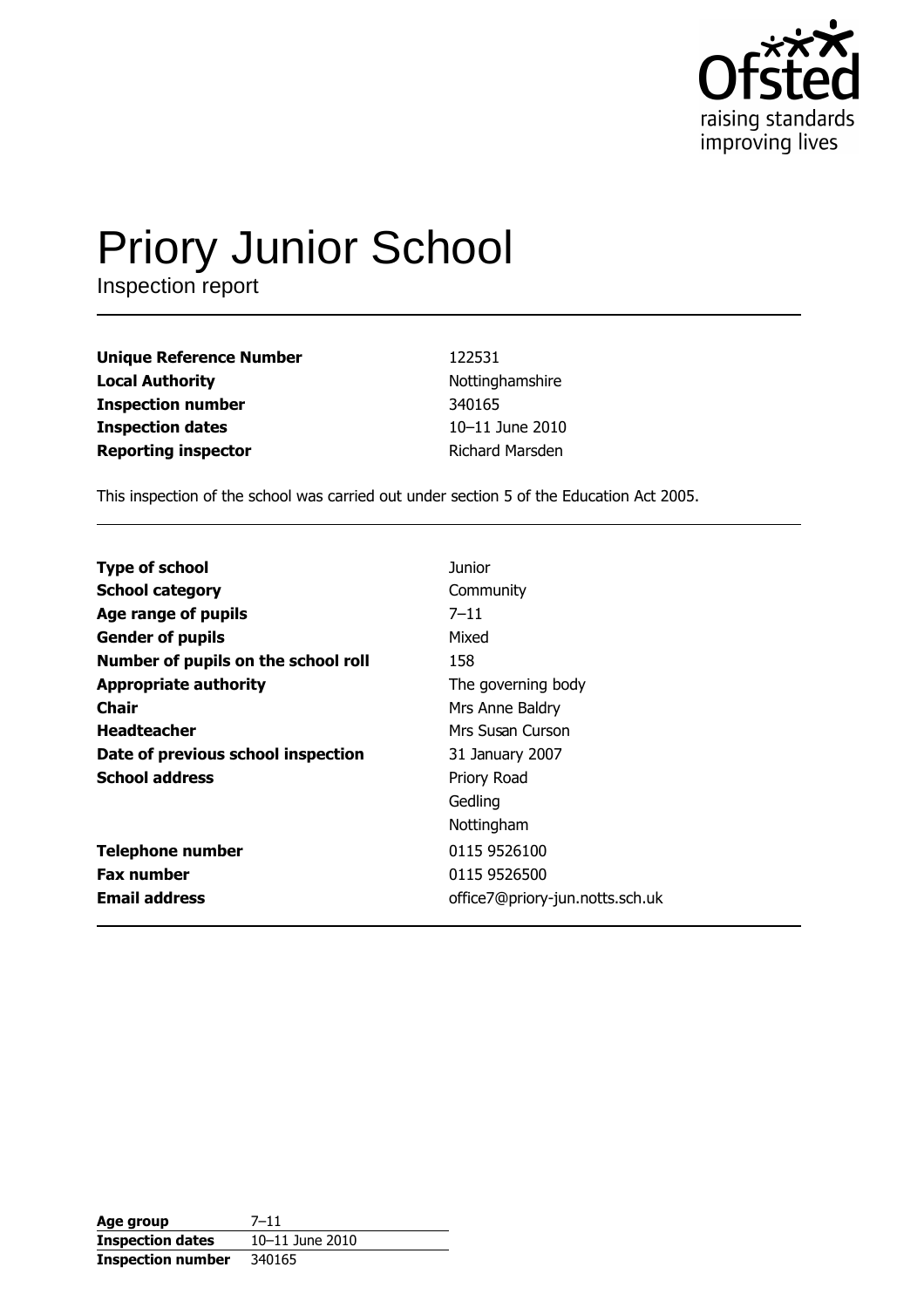Ofsted
raising standards
improving lives

# Priory Junior School

Inspection report

| | |
|---|---|
| **Unique Reference Number** | 122531 |
| **Local Authority** | Nottinghamshire |
| **Inspection number** | 340165 |
| **Inspection dates** | 10–11 June 2010 |
| **Reporting inspector** | Richard Marsden |

This inspection of the school was carried out under section 5 of the Education Act 2005.

| | |
|---|---|
| **Type of school** | Junior |
| **School category** | Community |
| **Age range of pupils** | 7–11 |
| **Gender of pupils** | Mixed |
| **Number of pupils on the school roll** | 158 |
| **Appropriate authority** | The governing body |
| **Chair** | Mrs Anne Baldry |
| **Headteacher** | Mrs Susan Curson |
| **Date of previous school inspection** | 31 January 2007 |
| **School address** | Priory Road<br>Gedling<br>Nottingham |
| **Telephone number** | 0115 9526100 |
| **Fax number** | 0115 9526500 |
| **Email address** | office7@priory-jun.notts.sch.uk |

| | |
|---|---|
| **Age group** | 7–11 |
| **Inspection dates** | 10–11 June 2010 |
| **Inspection number** | 340165 |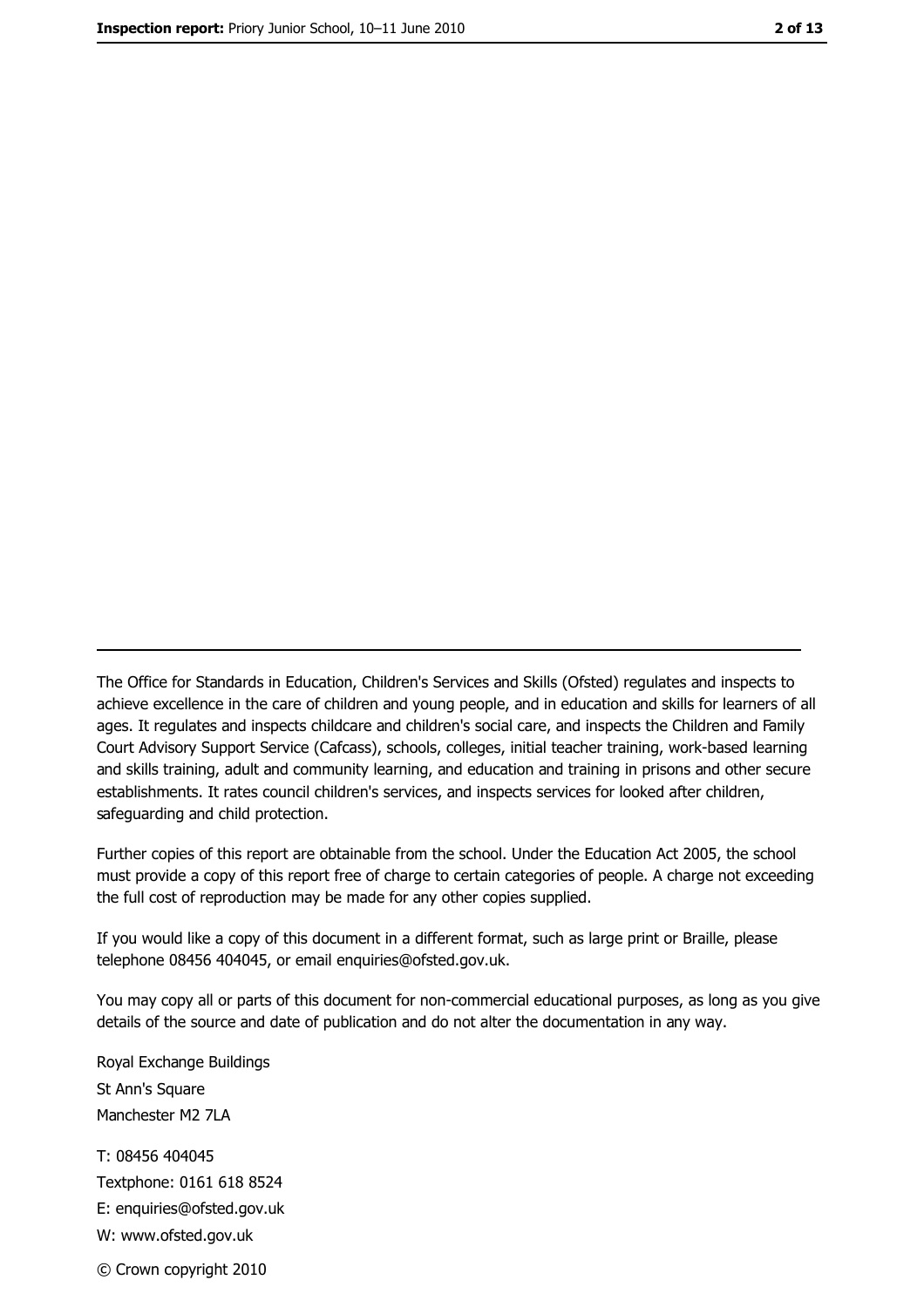The Office for Standards in Education, Children's Services and Skills (Ofsted) regulates and inspects to achieve excellence in the care of children and young people, and in education and skills for learners of all ages. It regulates and inspects childcare and children's social care, and inspects the Children and Family Court Advisory Support Service (Cafcass), schools, colleges, initial teacher training, work-based learning and skills training, adult and community learning, and education and training in prisons and other secure establishments. It rates council children's services, and inspects services for looked after children, safeguarding and child protection.

Further copies of this report are obtainable from the school. Under the Education Act 2005, the school must provide a copy of this report free of charge to certain categories of people. A charge not exceeding the full cost of reproduction may be made for any other copies supplied.

If you would like a copy of this document in a different format, such as large print or Braille, please telephone 08456 404045, or email enquiries@ofsted.gov.uk.

You may copy all or parts of this document for non-commercial educational purposes, as long as you give details of the source and date of publication and do not alter the documentation in any way.

Royal Exchange Buildings
St Ann's Square
Manchester M2 7LA

T: 08456 404045
Textphone: 0161 618 8524
E: enquiries@ofsted.gov.uk
W: www.ofsted.gov.uk

© Crown copyright 2010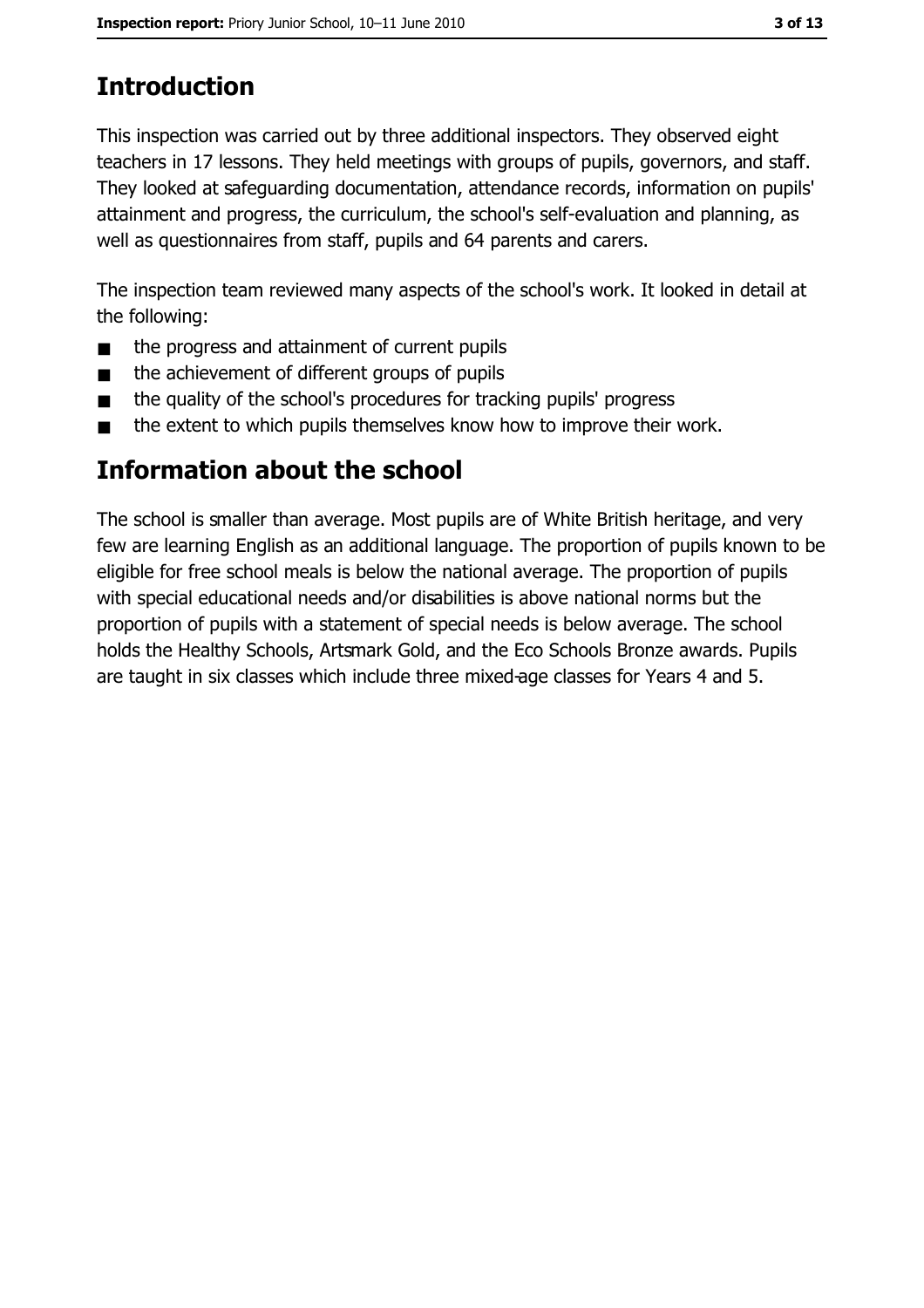## Introduction

This inspection was carried out by three additional inspectors. They observed eight teachers in 17 lessons. They held meetings with groups of pupils, governors, and staff. They looked at safeguarding documentation, attendance records, information on pupils' attainment and progress, the curriculum, the school's self-evaluation and planning, as well as questionnaires from staff, pupils and 64 parents and carers.

The inspection team reviewed many aspects of the school's work. It looked in detail at the following:

- the progress and attainment of current pupils
- the achievement of different groups of pupils
- the quality of the school's procedures for tracking pupils' progress
- the extent to which pupils themselves know how to improve their work.

## Information about the school

The school is smaller than average. Most pupils are of White British heritage, and very few are learning English as an additional language. The proportion of pupils known to be eligible for free school meals is below the national average. The proportion of pupils with special educational needs and/or disabilities is above national norms but the proportion of pupils with a statement of special needs is below average. The school holds the Healthy Schools, Artsmark Gold, and the Eco Schools Bronze awards. Pupils are taught in six classes which include three mixed-age classes for Years 4 and 5.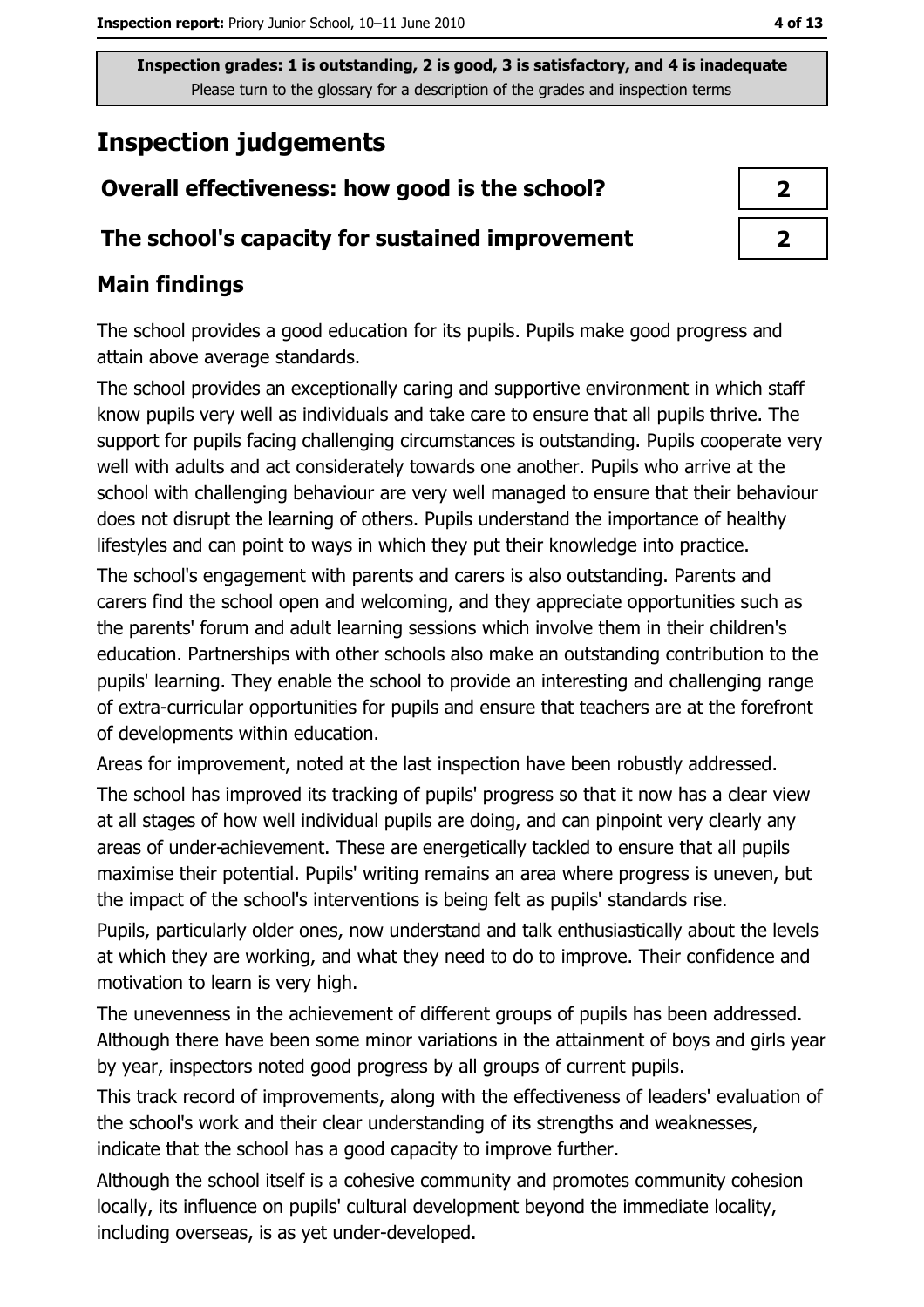Inspection grades: 1 is outstanding, 2 is good, 3 is satisfactory, and 4 is inadequate
Please turn to the glossary for a description of the grades and inspection terms

# Inspection judgements

| Overall effectiveness: how good is the school? | 2 |
|---|---|
| The school's capacity for sustained improvement | 2 |

## Main findings

The school provides a good education for its pupils. Pupils make good progress and attain above average standards.

The school provides an exceptionally caring and supportive environment in which staff know pupils very well as individuals and take care to ensure that all pupils thrive. The support for pupils facing challenging circumstances is outstanding. Pupils cooperate very well with adults and act considerately towards one another. Pupils who arrive at the school with challenging behaviour are very well managed to ensure that their behaviour does not disrupt the learning of others. Pupils understand the importance of healthy lifestyles and can point to ways in which they put their knowledge into practice.

The school's engagement with parents and carers is also outstanding. Parents and carers find the school open and welcoming, and they appreciate opportunities such as the parents' forum and adult learning sessions which involve them in their children's education. Partnerships with other schools also make an outstanding contribution to the pupils' learning. They enable the school to provide an interesting and challenging range of extra-curricular opportunities for pupils and ensure that teachers are at the forefront of developments within education.

Areas for improvement, noted at the last inspection have been robustly addressed.

The school has improved its tracking of pupils' progress so that it now has a clear view at all stages of how well individual pupils are doing, and can pinpoint very clearly any areas of under-achievement. These are energetically tackled to ensure that all pupils maximise their potential. Pupils' writing remains an area where progress is uneven, but the impact of the school's interventions is being felt as pupils' standards rise.

Pupils, particularly older ones, now understand and talk enthusiastically about the levels at which they are working, and what they need to do to improve. Their confidence and motivation to learn is very high.

The unevenness in the achievement of different groups of pupils has been addressed. Although there have been some minor variations in the attainment of boys and girls year by year, inspectors noted good progress by all groups of current pupils.

This track record of improvements, along with the effectiveness of leaders' evaluation of the school's work and their clear understanding of its strengths and weaknesses, indicate that the school has a good capacity to improve further.

Although the school itself is a cohesive community and promotes community cohesion locally, its influence on pupils' cultural development beyond the immediate locality, including overseas, is as yet under-developed.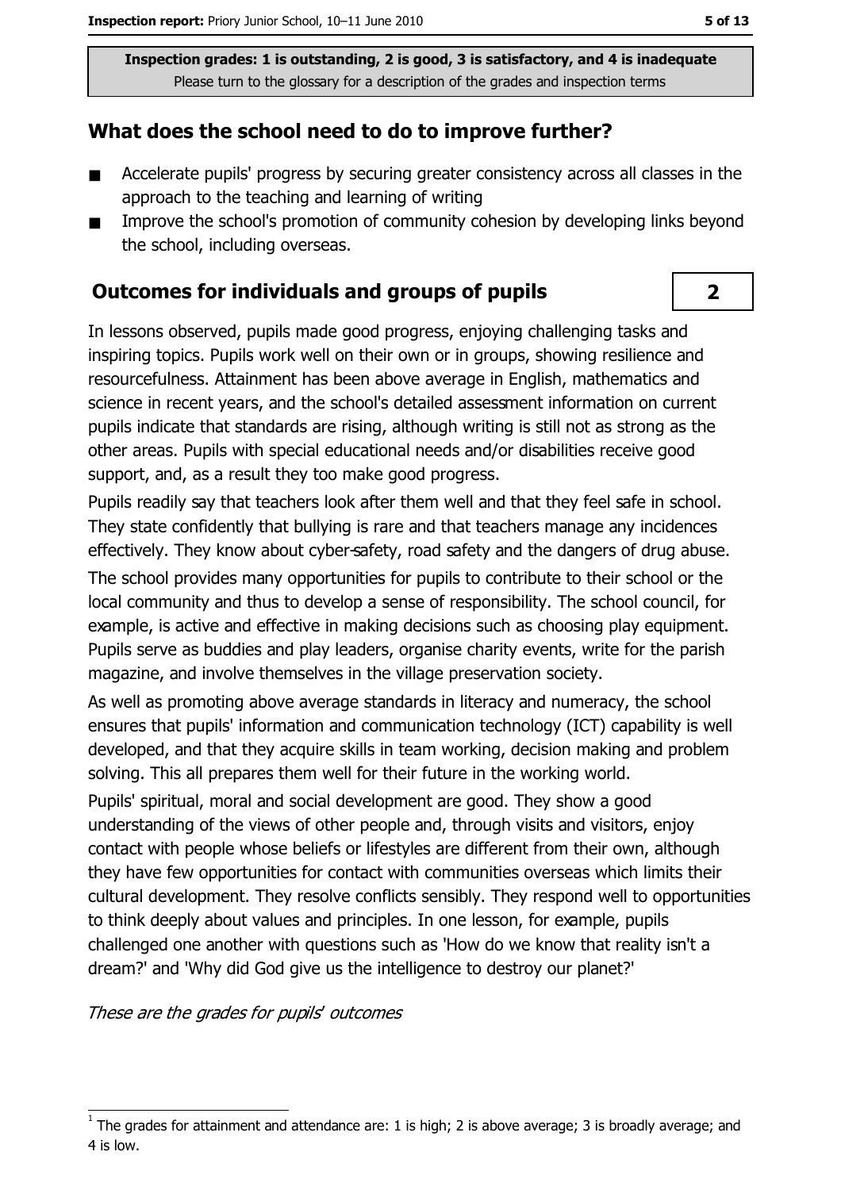Inspection grades: 1 is outstanding, 2 is good, 3 is satisfactory, and 4 is inadequate
Please turn to the glossary for a description of the grades and inspection terms

## What does the school need to do to improve further?

- Accelerate pupils' progress by securing greater consistency across all classes in the approach to the teaching and learning of writing
- Improve the school's promotion of community cohesion by developing links beyond the school, including overseas.

## Outcomes for individuals and groups of pupils

**2**

In lessons observed, pupils made good progress, enjoying challenging tasks and inspiring topics. Pupils work well on their own or in groups, showing resilience and resourcefulness. Attainment has been above average in English, mathematics and science in recent years, and the school's detailed assessment information on current pupils indicate that standards are rising, although writing is still not as strong as the other areas. Pupils with special educational needs and/or disabilities receive good support, and, as a result they too make good progress.

Pupils readily say that teachers look after them well and that they feel safe in school. They state confidently that bullying is rare and that teachers manage any incidences effectively. They know about cyber-safety, road safety and the dangers of drug abuse.

The school provides many opportunities for pupils to contribute to their school or the local community and thus to develop a sense of responsibility. The school council, for example, is active and effective in making decisions such as choosing play equipment. Pupils serve as buddies and play leaders, organise charity events, write for the parish magazine, and involve themselves in the village preservation society.

As well as promoting above average standards in literacy and numeracy, the school ensures that pupils' information and communication technology (ICT) capability is well developed, and that they acquire skills in team working, decision making and problem solving. This all prepares them well for their future in the working world.

Pupils' spiritual, moral and social development are good. They show a good understanding of the views of other people and, through visits and visitors, enjoy contact with people whose beliefs or lifestyles are different from their own, although they have few opportunities for contact with communities overseas which limits their cultural development. They resolve conflicts sensibly. They respond well to opportunities to think deeply about values and principles. In one lesson, for example, pupils challenged one another with questions such as 'How do we know that reality isn't a dream?' and 'Why did God give us the intelligence to destroy our planet?'

*These are the grades for pupils' outcomes*

[1] The grades for attainment and attendance are: 1 is high; 2 is above average; 3 is broadly average; and 4 is low.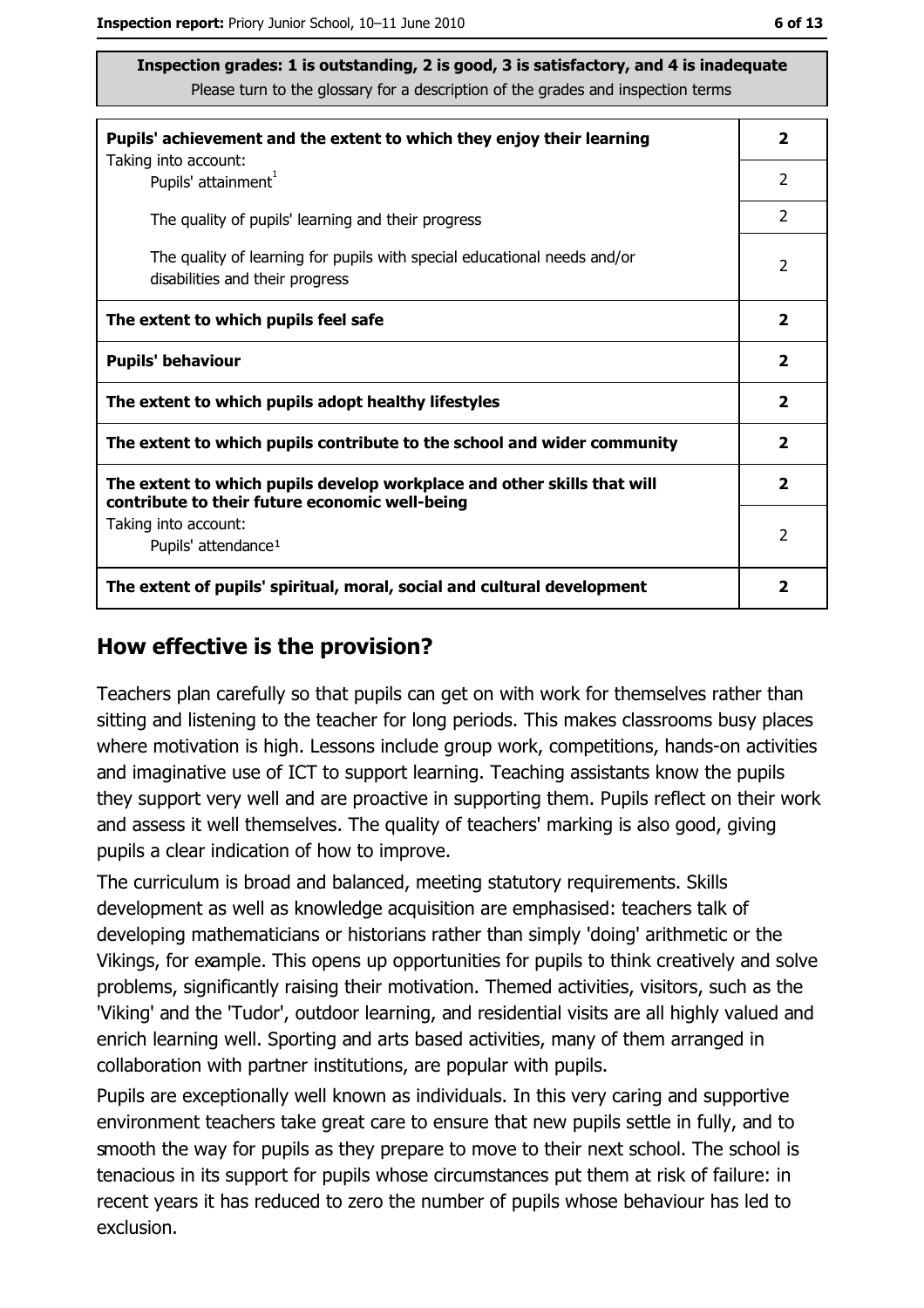**Inspection grades: 1 is outstanding, 2 is good, 3 is satisfactory, and 4 is inadequate**
Please turn to the glossary for a description of the grades and inspection terms

| | |
|---|---|
| **Pupils' achievement and the extent to which they enjoy their learning** | **2** |
| Taking into account: Pupils' attainment[1] | 2 |
| The quality of pupils' learning and their progress | 2 |
| The quality of learning for pupils with special educational needs and/or disabilities and their progress | 2 |
| **The extent to which pupils feel safe** | **2** |
| **Pupils' behaviour** | **2** |
| **The extent to which pupils adopt healthy lifestyles** | **2** |
| **The extent to which pupils contribute to the school and wider community** | **2** |
| **The extent to which pupils develop workplace and other skills that will contribute to their future economic well-being** | **2** |
| Taking into account: Pupils' attendance[1] | 2 |
| **The extent of pupils' spiritual, moral, social and cultural development** | **2** |

## How effective is the provision?

Teachers plan carefully so that pupils can get on with work for themselves rather than sitting and listening to the teacher for long periods. This makes classrooms busy places where motivation is high. Lessons include group work, competitions, hands-on activities and imaginative use of ICT to support learning. Teaching assistants know the pupils they support very well and are proactive in supporting them. Pupils reflect on their work and assess it well themselves. The quality of teachers' marking is also good, giving pupils a clear indication of how to improve.

The curriculum is broad and balanced, meeting statutory requirements. Skills development as well as knowledge acquisition are emphasised: teachers talk of developing mathematicians or historians rather than simply 'doing' arithmetic or the Vikings, for example. This opens up opportunities for pupils to think creatively and solve problems, significantly raising their motivation. Themed activities, visitors, such as the 'Viking' and the 'Tudor', outdoor learning, and residential visits are all highly valued and enrich learning well. Sporting and arts based activities, many of them arranged in collaboration with partner institutions, are popular with pupils.

Pupils are exceptionally well known as individuals. In this very caring and supportive environment teachers take great care to ensure that new pupils settle in fully, and to smooth the way for pupils as they prepare to move to their next school. The school is tenacious in its support for pupils whose circumstances put them at risk of failure: in recent years it has reduced to zero the number of pupils whose behaviour has led to exclusion.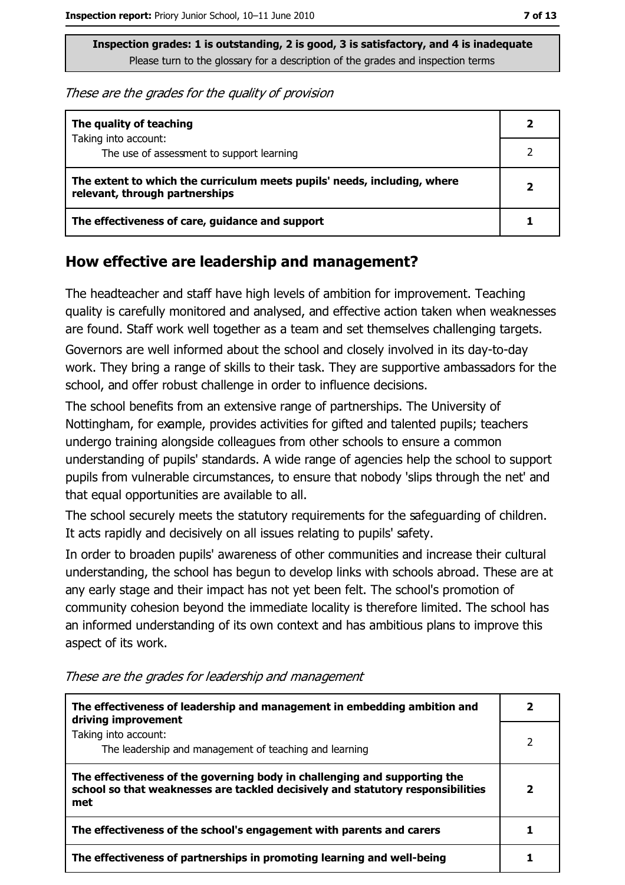**Inspection grades: 1 is outstanding, 2 is good, 3 is satisfactory, and 4 is inadequate**
Please turn to the glossary for a description of the grades and inspection terms

*These are the grades for the quality of provision*

| | |
|---|---|
| **The quality of teaching** | **2** |
| Taking into account: The use of assessment to support learning | 2 |
| **The extent to which the curriculum meets pupils' needs, including, where relevant, through partnerships** | **2** |
| **The effectiveness of care, guidance and support** | **1** |

## How effective are leadership and management?

The headteacher and staff have high levels of ambition for improvement. Teaching quality is carefully monitored and analysed, and effective action taken when weaknesses are found. Staff work well together as a team and set themselves challenging targets.

Governors are well informed about the school and closely involved in its day-to-day work. They bring a range of skills to their task. They are supportive ambassadors for the school, and offer robust challenge in order to influence decisions.

The school benefits from an extensive range of partnerships. The University of Nottingham, for example, provides activities for gifted and talented pupils; teachers undergo training alongside colleagues from other schools to ensure a common understanding of pupils' standards. A wide range of agencies help the school to support pupils from vulnerable circumstances, to ensure that nobody 'slips through the net' and that equal opportunities are available to all.

The school securely meets the statutory requirements for the safeguarding of children. It acts rapidly and decisively on all issues relating to pupils' safety.

In order to broaden pupils' awareness of other communities and increase their cultural understanding, the school has begun to develop links with schools abroad. These are at any early stage and their impact has not yet been felt. The school's promotion of community cohesion beyond the immediate locality is therefore limited. The school has an informed understanding of its own context and has ambitious plans to improve this aspect of its work.

*These are the grades for leadership and management*

| | |
|---|---|
| **The effectiveness of leadership and management in embedding ambition and driving improvement** | **2** |
| Taking into account: The leadership and management of teaching and learning | 2 |
| **The effectiveness of the governing body in challenging and supporting the school so that weaknesses are tackled decisively and statutory responsibilities met** | **2** |
| **The effectiveness of the school's engagement with parents and carers** | **1** |
| **The effectiveness of partnerships in promoting learning and well-being** | **1** |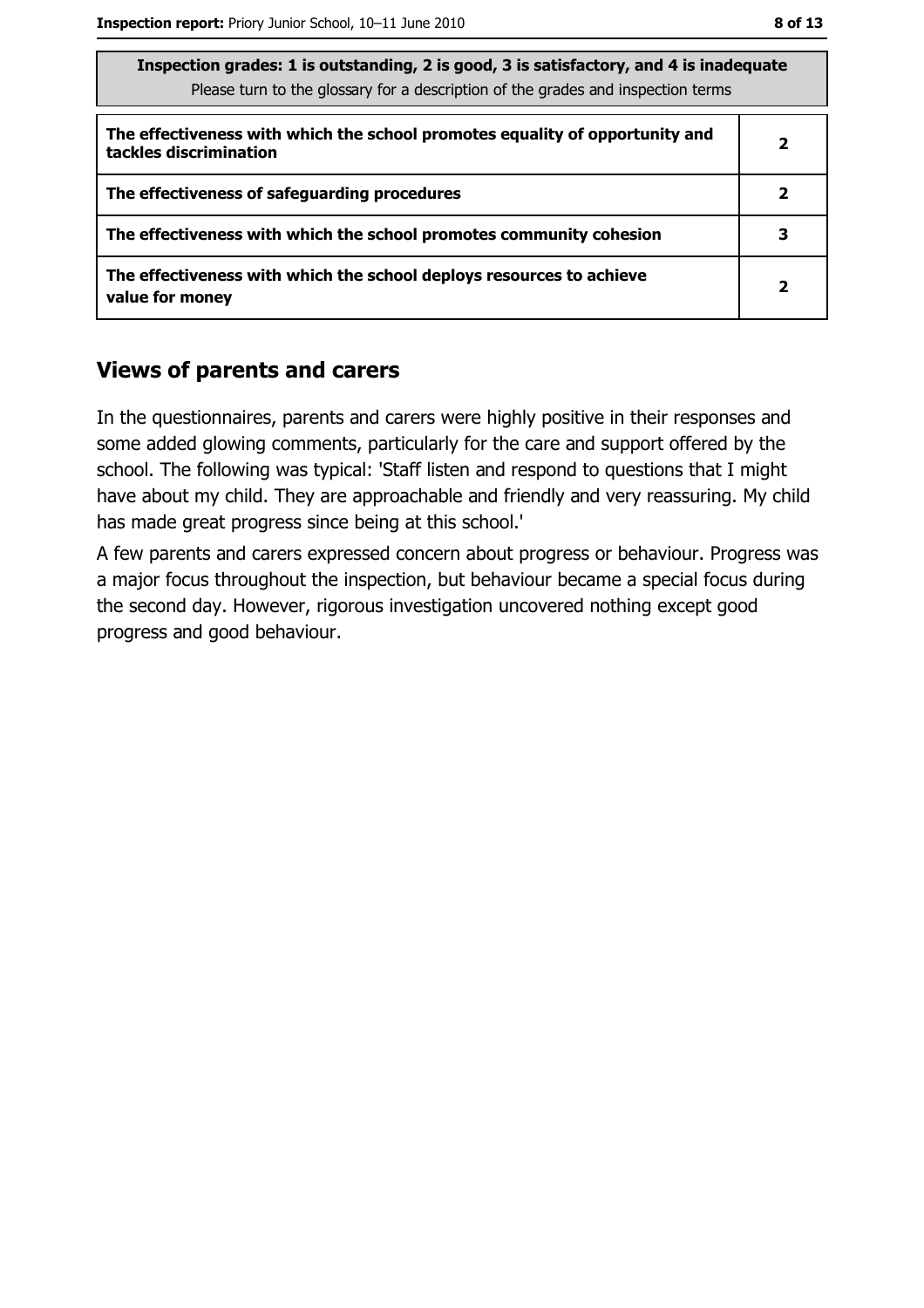| Inspection grades: 1 is outstanding, 2 is good, 3 is satisfactory, and 4 is inadequate<br>Please turn to the glossary for a description of the grades and inspection terms | |
|---|---|
| **The effectiveness with which the school promotes equality of opportunity and tackles discrimination** | **2** |
| **The effectiveness of safeguarding procedures** | **2** |
| **The effectiveness with which the school promotes community cohesion** | **3** |
| **The effectiveness with which the school deploys resources to achieve value for money** | **2** |

## Views of parents and carers

In the questionnaires, parents and carers were highly positive in their responses and some added glowing comments, particularly for the care and support offered by the school. The following was typical: 'Staff listen and respond to questions that I might have about my child. They are approachable and friendly and very reassuring. My child has made great progress since being at this school.'

A few parents and carers expressed concern about progress or behaviour. Progress was a major focus throughout the inspection, but behaviour became a special focus during the second day. However, rigorous investigation uncovered nothing except good progress and good behaviour.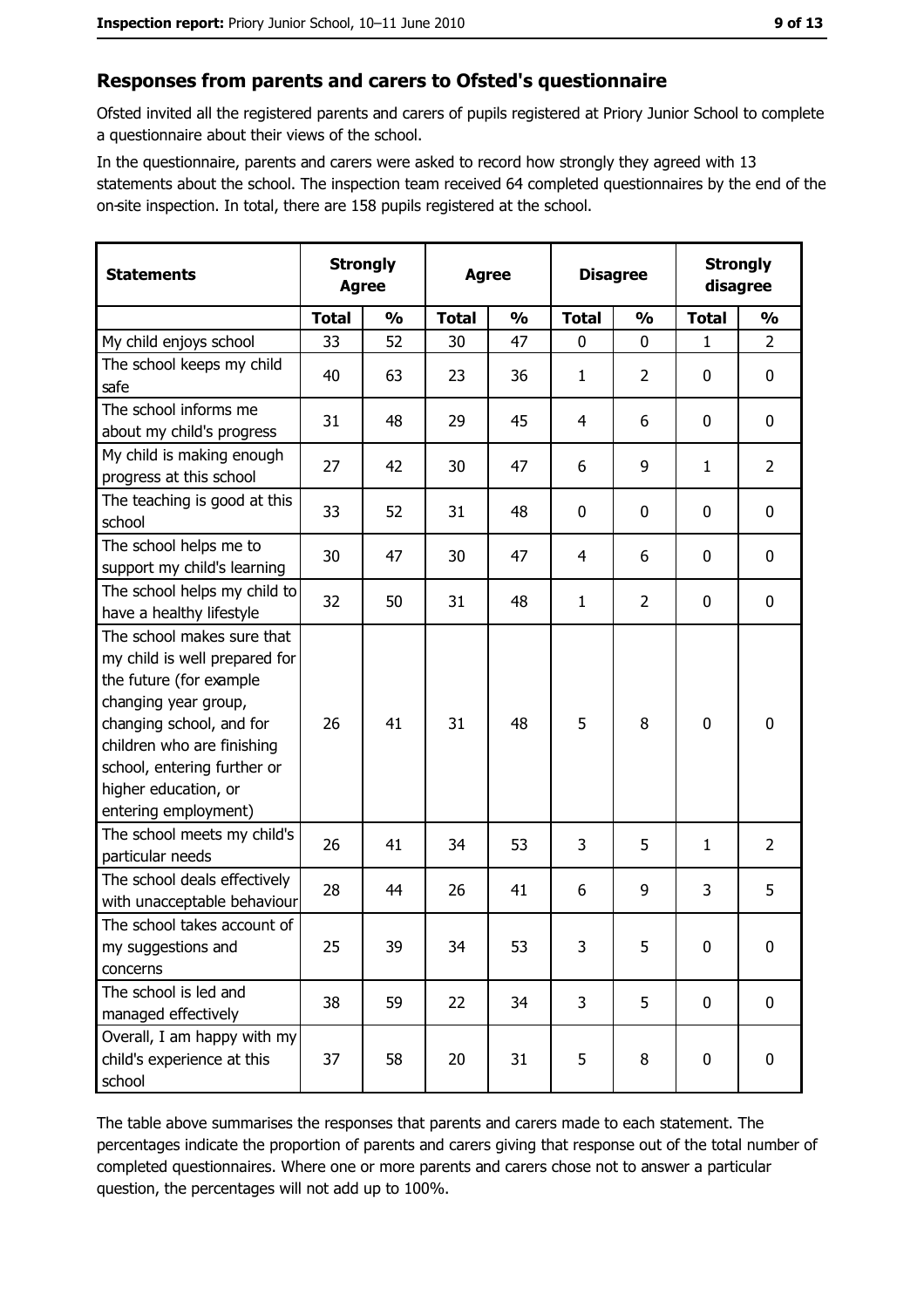## Responses from parents and carers to Ofsted's questionnaire

Ofsted invited all the registered parents and carers of pupils registered at Priory Junior School to complete a questionnaire about their views of the school.

In the questionnaire, parents and carers were asked to record how strongly they agreed with 13 statements about the school. The inspection team received 64 completed questionnaires by the end of the on-site inspection. In total, there are 158 pupils registered at the school.

| Statements | Strongly Agree | | Agree | | Disagree | | Strongly disagree | |
|---|---|---|---|---|---|---|---|---|
| | Total | % | Total | % | Total | % | Total | % |
| My child enjoys school | 33 | 52 | 30 | 47 | 0 | 0 | 1 | 2 |
| The school keeps my child safe | 40 | 63 | 23 | 36 | 1 | 2 | 0 | 0 |
| The school informs me about my child's progress | 31 | 48 | 29 | 45 | 4 | 6 | 0 | 0 |
| My child is making enough progress at this school | 27 | 42 | 30 | 47 | 6 | 9 | 1 | 2 |
| The teaching is good at this school | 33 | 52 | 31 | 48 | 0 | 0 | 0 | 0 |
| The school helps me to support my child's learning | 30 | 47 | 30 | 47 | 4 | 6 | 0 | 0 |
| The school helps my child to have a healthy lifestyle | 32 | 50 | 31 | 48 | 1 | 2 | 0 | 0 |
| The school makes sure that my child is well prepared for the future (for example changing year group, changing school, and for children who are finishing school, entering further or higher education, or entering employment) | 26 | 41 | 31 | 48 | 5 | 8 | 0 | 0 |
| The school meets my child's particular needs | 26 | 41 | 34 | 53 | 3 | 5 | 1 | 2 |
| The school deals effectively with unacceptable behaviour | 28 | 44 | 26 | 41 | 6 | 9 | 3 | 5 |
| The school takes account of my suggestions and concerns | 25 | 39 | 34 | 53 | 3 | 5 | 0 | 0 |
| The school is led and managed effectively | 38 | 59 | 22 | 34 | 3 | 5 | 0 | 0 |
| Overall, I am happy with my child's experience at this school | 37 | 58 | 20 | 31 | 5 | 8 | 0 | 0 |

The table above summarises the responses that parents and carers made to each statement. The percentages indicate the proportion of parents and carers giving that response out of the total number of completed questionnaires. Where one or more parents and carers chose not to answer a particular question, the percentages will not add up to 100%.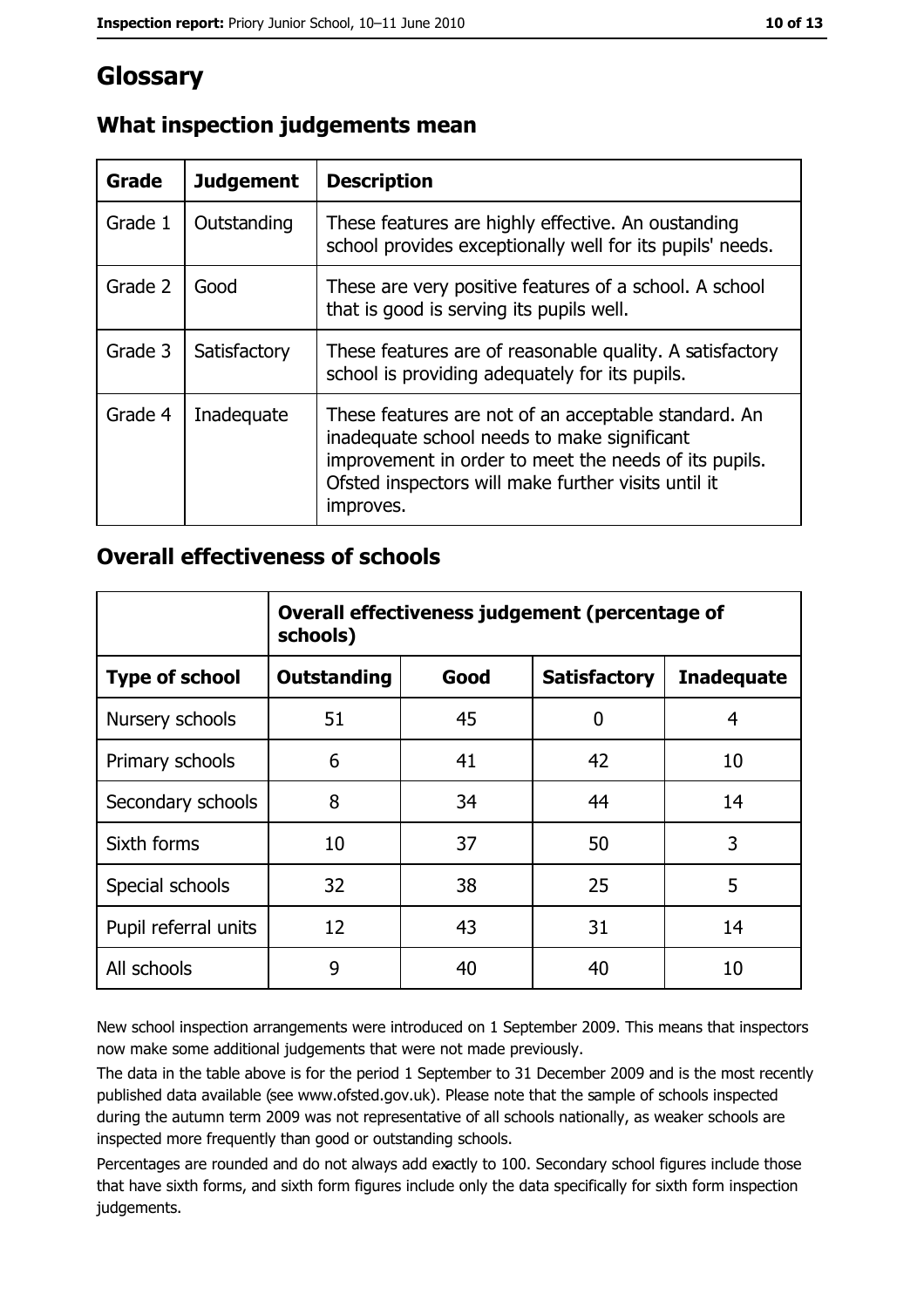# Glossary

## What inspection judgements mean

| Grade | Judgement | Description |
|---|---|---|
| Grade 1 | Outstanding | These features are highly effective. An oustanding school provides exceptionally well for its pupils' needs. |
| Grade 2 | Good | These are very positive features of a school. A school that is good is serving its pupils well. |
| Grade 3 | Satisfactory | These features are of reasonable quality. A satisfactory school is providing adequately for its pupils. |
| Grade 4 | Inadequate | These features are not of an acceptable standard. An inadequate school needs to make significant improvement in order to meet the needs of its pupils. Ofsted inspectors will make further visits until it improves. |

## Overall effectiveness of schools

| | Overall effectiveness judgement (percentage of schools) | | | |
|---|---|---|---|---|
| **Type of school** | **Outstanding** | **Good** | **Satisfactory** | **Inadequate** |
| Nursery schools | 51 | 45 | 0 | 4 |
| Primary schools | 6 | 41 | 42 | 10 |
| Secondary schools | 8 | 34 | 44 | 14 |
| Sixth forms | 10 | 37 | 50 | 3 |
| Special schools | 32 | 38 | 25 | 5 |
| Pupil referral units | 12 | 43 | 31 | 14 |
| All schools | 9 | 40 | 40 | 10 |

New school inspection arrangements were introduced on 1 September 2009. This means that inspectors now make some additional judgements that were not made previously.

The data in the table above is for the period 1 September to 31 December 2009 and is the most recently published data available (see www.ofsted.gov.uk). Please note that the sample of schools inspected during the autumn term 2009 was not representative of all schools nationally, as weaker schools are inspected more frequently than good or outstanding schools.

Percentages are rounded and do not always add exactly to 100. Secondary school figures include those that have sixth forms, and sixth form figures include only the data specifically for sixth form inspection judgements.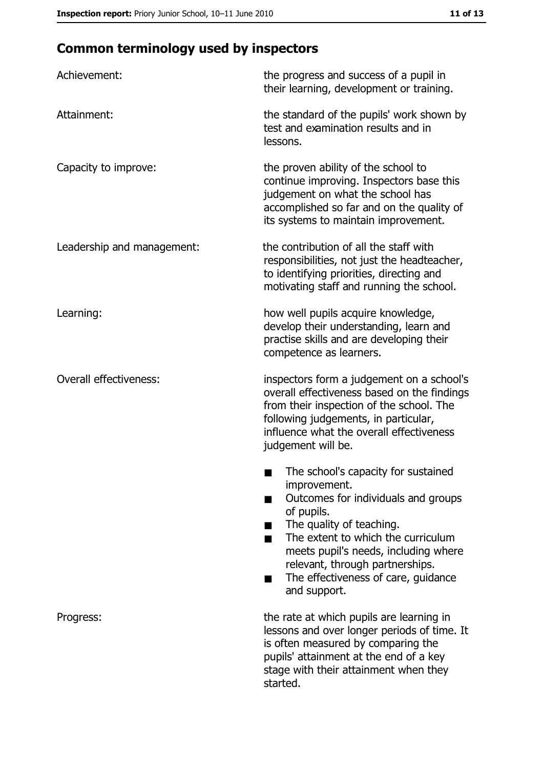## Common terminology used by inspectors

| | |
|---|---|
| Achievement: | the progress and success of a pupil in their learning, development or training. |
| Attainment: | the standard of the pupils' work shown by test and examination results and in lessons. |
| Capacity to improve: | the proven ability of the school to continue improving. Inspectors base this judgement on what the school has accomplished so far and on the quality of its systems to maintain improvement. |
| Leadership and management: | the contribution of all the staff with responsibilities, not just the headteacher, to identifying priorities, directing and motivating staff and running the school. |
| Learning: | how well pupils acquire knowledge, develop their understanding, learn and practise skills and are developing their competence as learners. |
| Overall effectiveness: | inspectors form a judgement on a school's overall effectiveness based on the findings from their inspection of the school. The following judgements, in particular, influence what the overall effectiveness judgement will be.<br>■ The school's capacity for sustained improvement.<br>■ Outcomes for individuals and groups of pupils.<br>■ The quality of teaching.<br>■ The extent to which the curriculum meets pupil's needs, including where relevant, through partnerships.<br>■ The effectiveness of care, guidance and support. |
| Progress: | the rate at which pupils are learning in lessons and over longer periods of time. It is often measured by comparing the pupils' attainment at the end of a key stage with their attainment when they started. |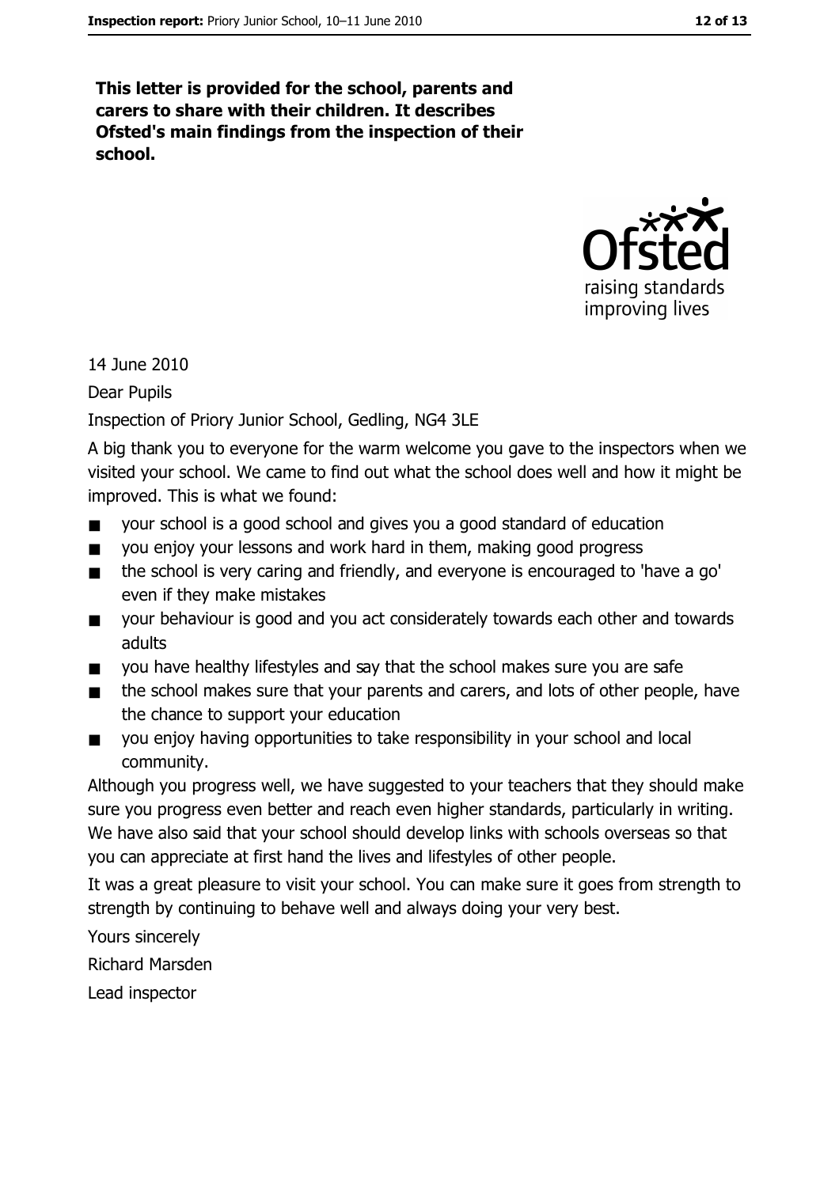**This letter is provided for the school, parents and carers to share with their children. It describes Ofsted's main findings from the inspection of their school.**

14 June 2010

Dear Pupils

Inspection of Priory Junior School, Gedling, NG4 3LE

A big thank you to everyone for the warm welcome you gave to the inspectors when we visited your school. We came to find out what the school does well and how it might be improved. This is what we found:

- your school is a good school and gives you a good standard of education
- you enjoy your lessons and work hard in them, making good progress
- the school is very caring and friendly, and everyone is encouraged to 'have a go' even if they make mistakes
- your behaviour is good and you act considerately towards each other and towards adults
- you have healthy lifestyles and say that the school makes sure you are safe
- the school makes sure that your parents and carers, and lots of other people, have the chance to support your education
- you enjoy having opportunities to take responsibility in your school and local community.

Although you progress well, we have suggested to your teachers that they should make sure you progress even better and reach even higher standards, particularly in writing. We have also said that your school should develop links with schools overseas so that you can appreciate at first hand the lives and lifestyles of other people.

It was a great pleasure to visit your school. You can make sure it goes from strength to strength by continuing to behave well and always doing your very best.

Yours sincerely

Richard Marsden

Lead inspector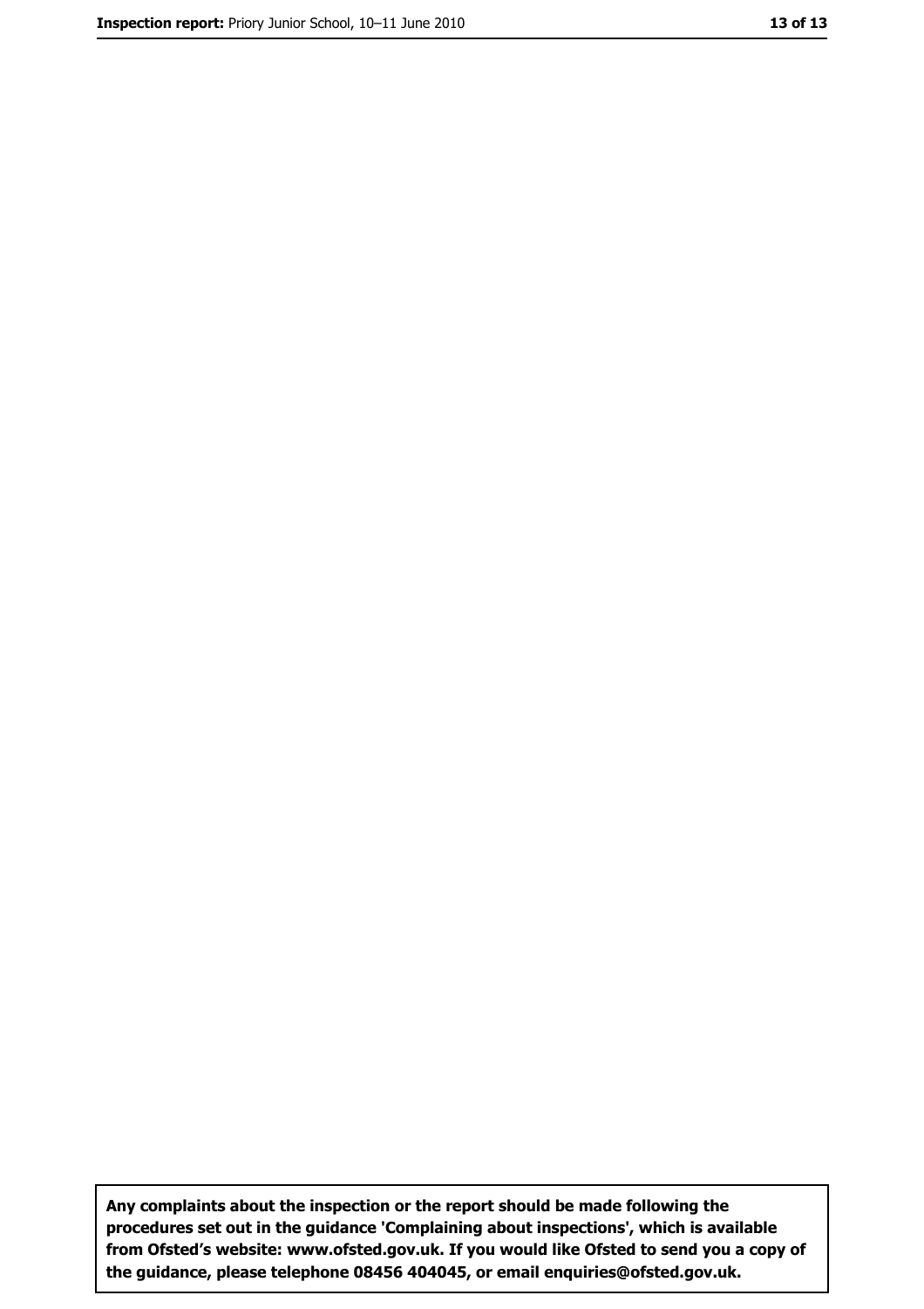**Any complaints about the inspection or the report should be made following the procedures set out in the guidance 'Complaining about inspections', which is available from Ofsted's website: www.ofsted.gov.uk. If you would like Ofsted to send you a copy of the guidance, please telephone 08456 404045, or email enquiries@ofsted.gov.uk.**